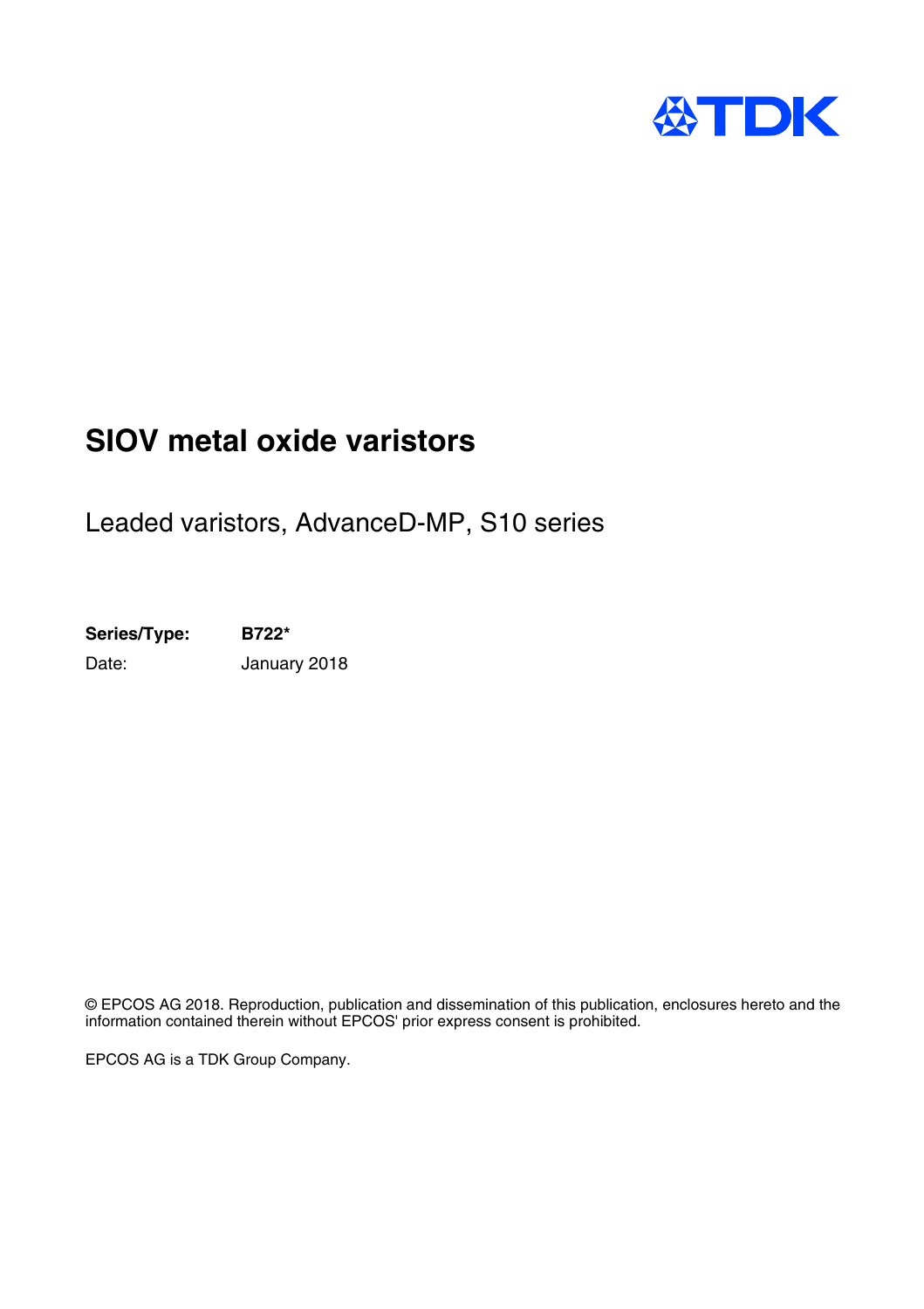# SIOV metal oxide varistors

Leaded varistors, AdvanceD-MP, S10 series

**Series/Type:** **B722***

Date: January 2018

© EPCOS AG 2018. Reproduction, publication and dissemination of this publication, enclosures hereto and the information contained therein without EPCOS' prior express consent is prohibited.

EPCOS AG is a TDK Group Company.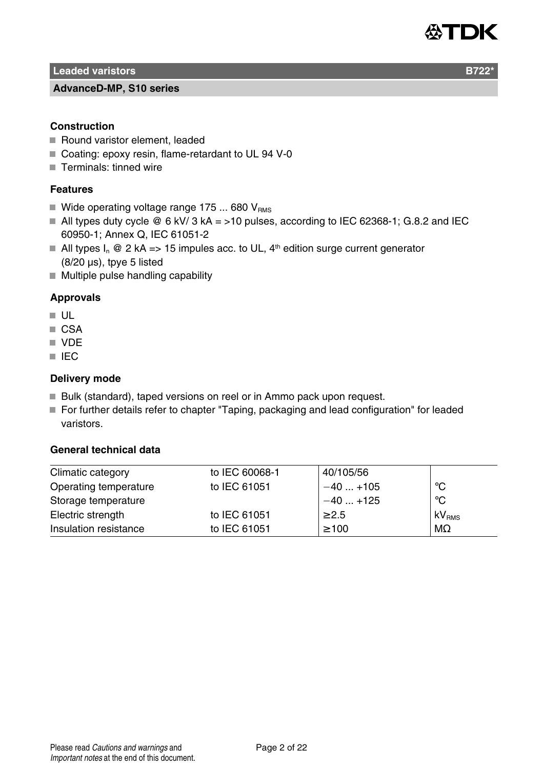## Leaded varistors — B722*

### AdvanceD-MP, S10 series

**Construction**

- Round varistor element, leaded
- Coating: epoxy resin, flame-retardant to UL 94 V-0
- Terminals: tinned wire

**Features**

- Wide operating voltage range 175 ... 680 $V_{RMS}$
- All types duty cycle @ 6 kV/ 3 kA = >10 pulses, according to IEC 62368-1; G.8.2 and IEC 60950-1; Annex Q, IEC 61051-2
- All types $I_n$ @ 2 kA => 15 impules acc. to UL, 4th edition surge current generator (8/20 µs), tpye 5 listed
- Multiple pulse handling capability

**Approvals**

- UL
- CSA
- VDE
- IEC

**Delivery mode**

- Bulk (standard), taped versions on reel or in Ammo pack upon request.
- For further details refer to chapter "Taping, packaging and lead configuration" for leaded varistors.

**General technical data**

| | | | |
|---|---|---|---|
| Climatic category | to IEC 60068-1 | 40/105/56 | |
| Operating temperature | to IEC 61051 | −40 ... +105 | °C |
| Storage temperature | | −40 ... +125 | °C |
| Electric strength | to IEC 61051 | ≥2.5 | $kV_{RMS}$ |
| Insulation resistance | to IEC 61051 | ≥100 | MΩ |

Please read *Cautions and warnings* and *Important notes* at the end of this document.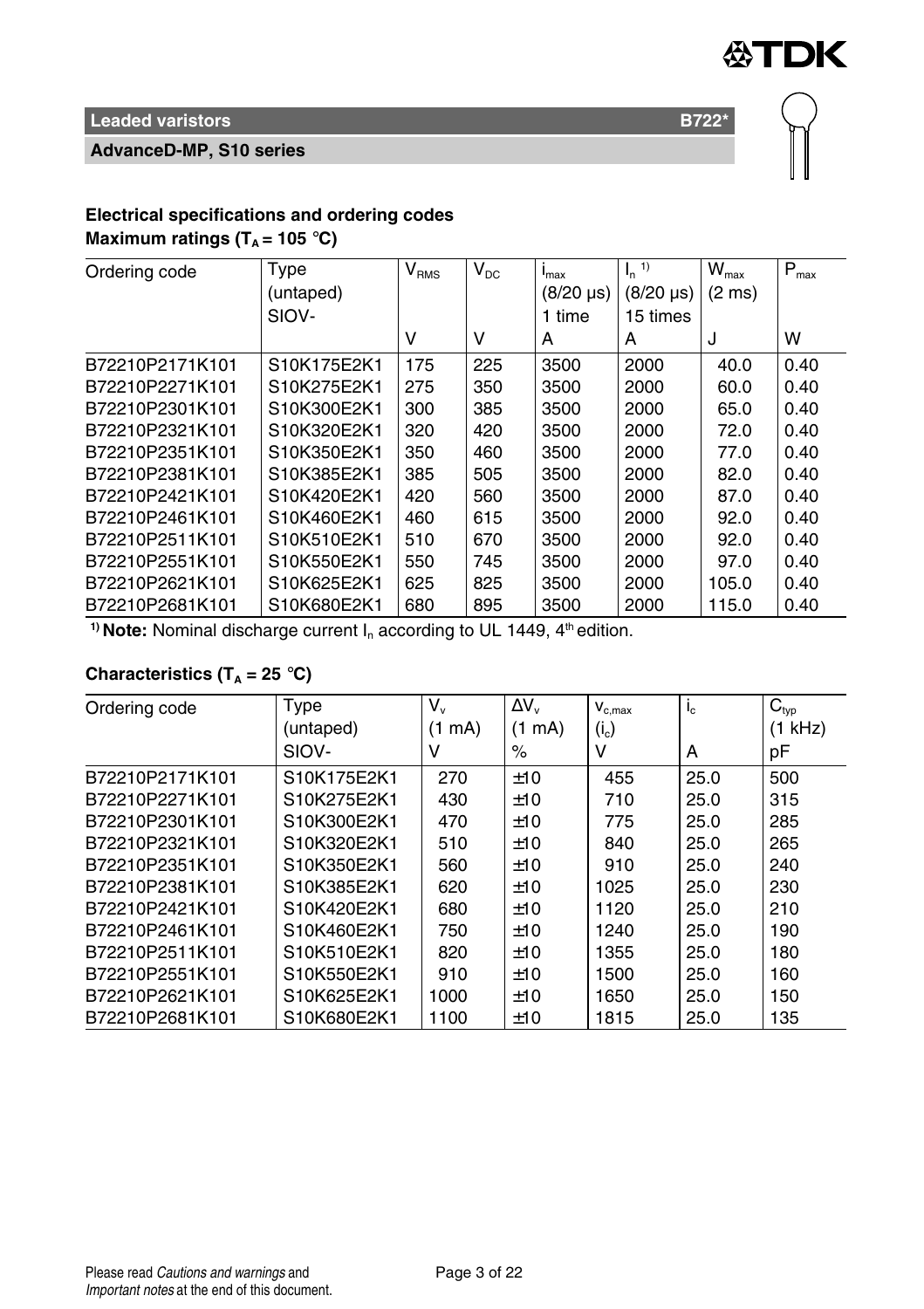## Leaded varistors B722*

### AdvanceD-MP, S10 series

**Electrical specifications and ordering codes**

**Maximum ratings ($T_A$ = 105 °C)**

| Ordering code | Type (untaped) SIOV- | $V_{RMS}$ V | $V_{DC}$ V | $i_{max}$ (8/20 µs) 1 time A | $I_n$ [1] (8/20 µs) 15 times A | $W_{max}$ (2 ms) J | $P_{max}$ W |
|---|---|---|---|---|---|---|---|
| B72210P2171K101 | S10K175E2K1 | 175 | 225 | 3500 | 2000 | 40.0 | 0.40 |
| B72210P2271K101 | S10K275E2K1 | 275 | 350 | 3500 | 2000 | 60.0 | 0.40 |
| B72210P2301K101 | S10K300E2K1 | 300 | 385 | 3500 | 2000 | 65.0 | 0.40 |
| B72210P2321K101 | S10K320E2K1 | 320 | 420 | 3500 | 2000 | 72.0 | 0.40 |
| B72210P2351K101 | S10K350E2K1 | 350 | 460 | 3500 | 2000 | 77.0 | 0.40 |
| B72210P2381K101 | S10K385E2K1 | 385 | 505 | 3500 | 2000 | 82.0 | 0.40 |
| B72210P2421K101 | S10K420E2K1 | 420 | 560 | 3500 | 2000 | 87.0 | 0.40 |
| B72210P2461K101 | S10K460E2K1 | 460 | 615 | 3500 | 2000 | 92.0 | 0.40 |
| B72210P2511K101 | S10K510E2K1 | 510 | 670 | 3500 | 2000 | 92.0 | 0.40 |
| B72210P2551K101 | S10K550E2K1 | 550 | 745 | 3500 | 2000 | 97.0 | 0.40 |
| B72210P2621K101 | S10K625E2K1 | 625 | 825 | 3500 | 2000 | 105.0 | 0.40 |
| B72210P2681K101 | S10K680E2K1 | 680 | 895 | 3500 | 2000 | 115.0 | 0.40 |

[1] **Note:** Nominal discharge current $I_n$ according to UL 1449, 4th edition.

**Characteristics ($T_A$ = 25 °C)**

| Ordering code | Type (untaped) SIOV- | $V_v$ (1 mA) V | $\Delta V_v$ (1 mA) % | $v_{c,max}$ ($i_c$) V | $i_c$ A | $C_{typ}$ (1 kHz) pF |
|---|---|---|---|---|---|---|
| B72210P2171K101 | S10K175E2K1 | 270 | ±10 | 455 | 25.0 | 500 |
| B72210P2271K101 | S10K275E2K1 | 430 | ±10 | 710 | 25.0 | 315 |
| B72210P2301K101 | S10K300E2K1 | 470 | ±10 | 775 | 25.0 | 285 |
| B72210P2321K101 | S10K320E2K1 | 510 | ±10 | 840 | 25.0 | 265 |
| B72210P2351K101 | S10K350E2K1 | 560 | ±10 | 910 | 25.0 | 240 |
| B72210P2381K101 | S10K385E2K1 | 620 | ±10 | 1025 | 25.0 | 230 |
| B72210P2421K101 | S10K420E2K1 | 680 | ±10 | 1120 | 25.0 | 210 |
| B72210P2461K101 | S10K460E2K1 | 750 | ±10 | 1240 | 25.0 | 190 |
| B72210P2511K101 | S10K510E2K1 | 820 | ±10 | 1355 | 25.0 | 180 |
| B72210P2551K101 | S10K550E2K1 | 910 | ±10 | 1500 | 25.0 | 160 |
| B72210P2621K101 | S10K625E2K1 | 1000 | ±10 | 1650 | 25.0 | 150 |
| B72210P2681K101 | S10K680E2K1 | 1100 | ±10 | 1815 | 25.0 | 135 |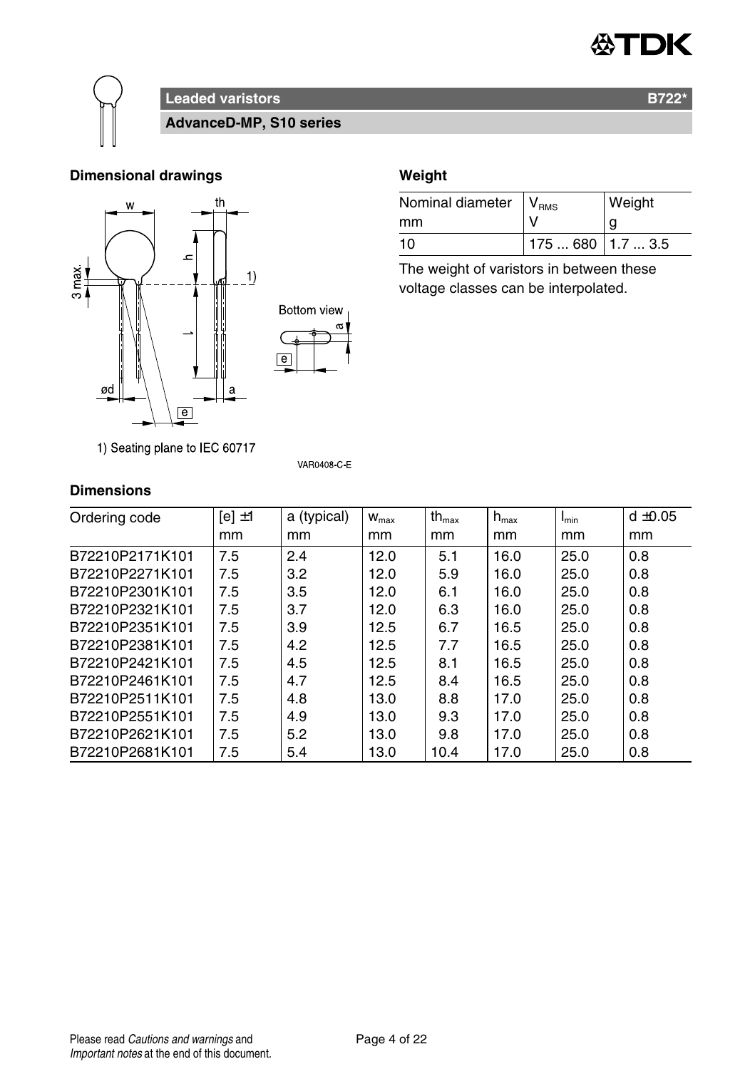## Leaded varistors — B722*

### AdvanceD-MP, S10 series

### Dimensional drawings

1) Seating plane to IEC 60717

VAR0408-C-E

### Weight

| Nominal diameter mm | $V_{RMS}$ V | Weight g |
|---|---|---|
| 10 | 175 ... 680 | 1.7 ... 3.5 |

The weight of varistors in between these voltage classes can be interpolated.

### Dimensions

| Ordering code | [e] ±1 mm | a (typical) mm | $w_{max}$ mm | $th_{max}$ mm | $h_{max}$ mm | $l_{min}$ mm | d ±0.05 mm |
|---|---|---|---|---|---|---|---|
| B72210P2171K101 | 7.5 | 2.4 | 12.0 | 5.1 | 16.0 | 25.0 | 0.8 |
| B72210P2271K101 | 7.5 | 3.2 | 12.0 | 5.9 | 16.0 | 25.0 | 0.8 |
| B72210P2301K101 | 7.5 | 3.5 | 12.0 | 6.1 | 16.0 | 25.0 | 0.8 |
| B72210P2321K101 | 7.5 | 3.7 | 12.0 | 6.3 | 16.0 | 25.0 | 0.8 |
| B72210P2351K101 | 7.5 | 3.9 | 12.5 | 6.7 | 16.5 | 25.0 | 0.8 |
| B72210P2381K101 | 7.5 | 4.2 | 12.5 | 7.7 | 16.5 | 25.0 | 0.8 |
| B72210P2421K101 | 7.5 | 4.5 | 12.5 | 8.1 | 16.5 | 25.0 | 0.8 |
| B72210P2461K101 | 7.5 | 4.7 | 12.5 | 8.4 | 16.5 | 25.0 | 0.8 |
| B72210P2511K101 | 7.5 | 4.8 | 13.0 | 8.8 | 17.0 | 25.0 | 0.8 |
| B72210P2551K101 | 7.5 | 4.9 | 13.0 | 9.3 | 17.0 | 25.0 | 0.8 |
| B72210P2621K101 | 7.5 | 5.2 | 13.0 | 9.8 | 17.0 | 25.0 | 0.8 |
| B72210P2681K101 | 7.5 | 5.4 | 13.0 | 10.4 | 17.0 | 25.0 | 0.8 |

Please read *Cautions and warnings* and *Important notes* at the end of this document.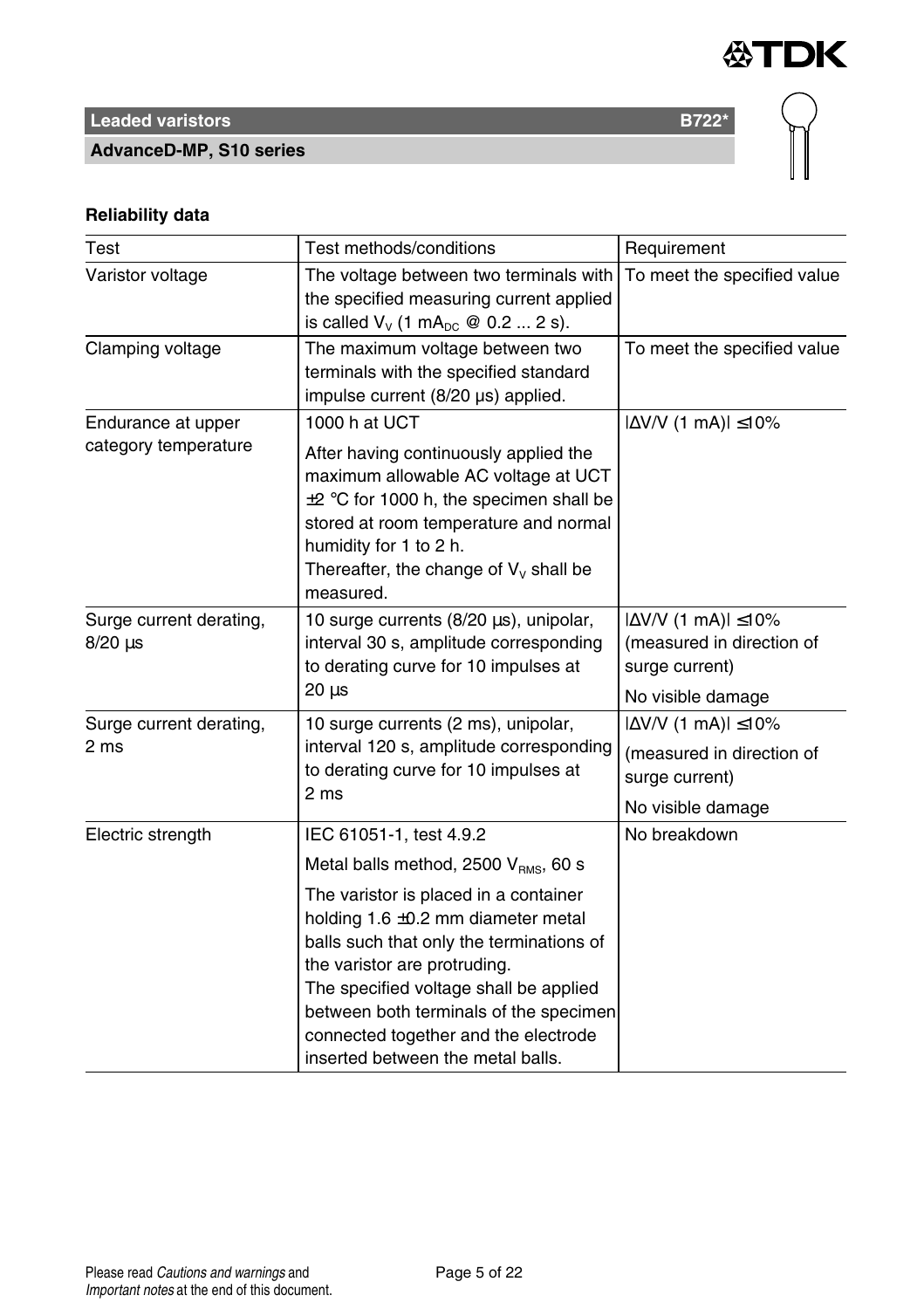**Leaded varistors** **B722***

**AdvanceD-MP, S10 series**

**Reliability data**

| Test | Test methods/conditions | Requirement |
|---|---|---|
| Varistor voltage | The voltage between two terminals with the specified measuring current applied is called $V_V$ (1 $mA_{DC}$ @ 0.2 ... 2 s). | To meet the specified value |
| Clamping voltage | The maximum voltage between two terminals with the specified standard impulse current (8/20 µs) applied. | To meet the specified value |
| Endurance at upper category temperature | 1000 h at UCT<br>After having continuously applied the maximum allowable AC voltage at UCT ±2 °C for 1000 h, the specimen shall be stored at room temperature and normal humidity for 1 to 2 h.<br>Thereafter, the change of $V_V$ shall be measured. | $\lvert\Delta V/V\ (1\ mA)\rvert \leq 10\%$ |
| Surge current derating, 8/20 µs | 10 surge currents (8/20 µs), unipolar, interval 30 s, amplitude corresponding to derating curve for 10 impulses at 20 µs | $\lvert\Delta V/V\ (1\ mA)\rvert \leq 10\%$ (measured in direction of surge current)<br>No visible damage |
| Surge current derating, 2 ms | 10 surge currents (2 ms), unipolar, interval 120 s, amplitude corresponding to derating curve for 10 impulses at 2 ms | $\lvert\Delta V/V\ (1\ mA)\rvert \leq 10\%$<br>(measured in direction of surge current)<br>No visible damage |
| Electric strength | IEC 61051-1, test 4.9.2<br>Metal balls method, 2500 $V_{RMS}$, 60 s<br>The varistor is placed in a container holding 1.6 ±0.2 mm diameter metal balls such that only the terminations of the varistor are protruding.<br>The specified voltage shall be applied between both terminals of the specimen connected together and the electrode inserted between the metal balls. | No breakdown |

Please read *Cautions and warnings* and *Important notes* at the end of this document.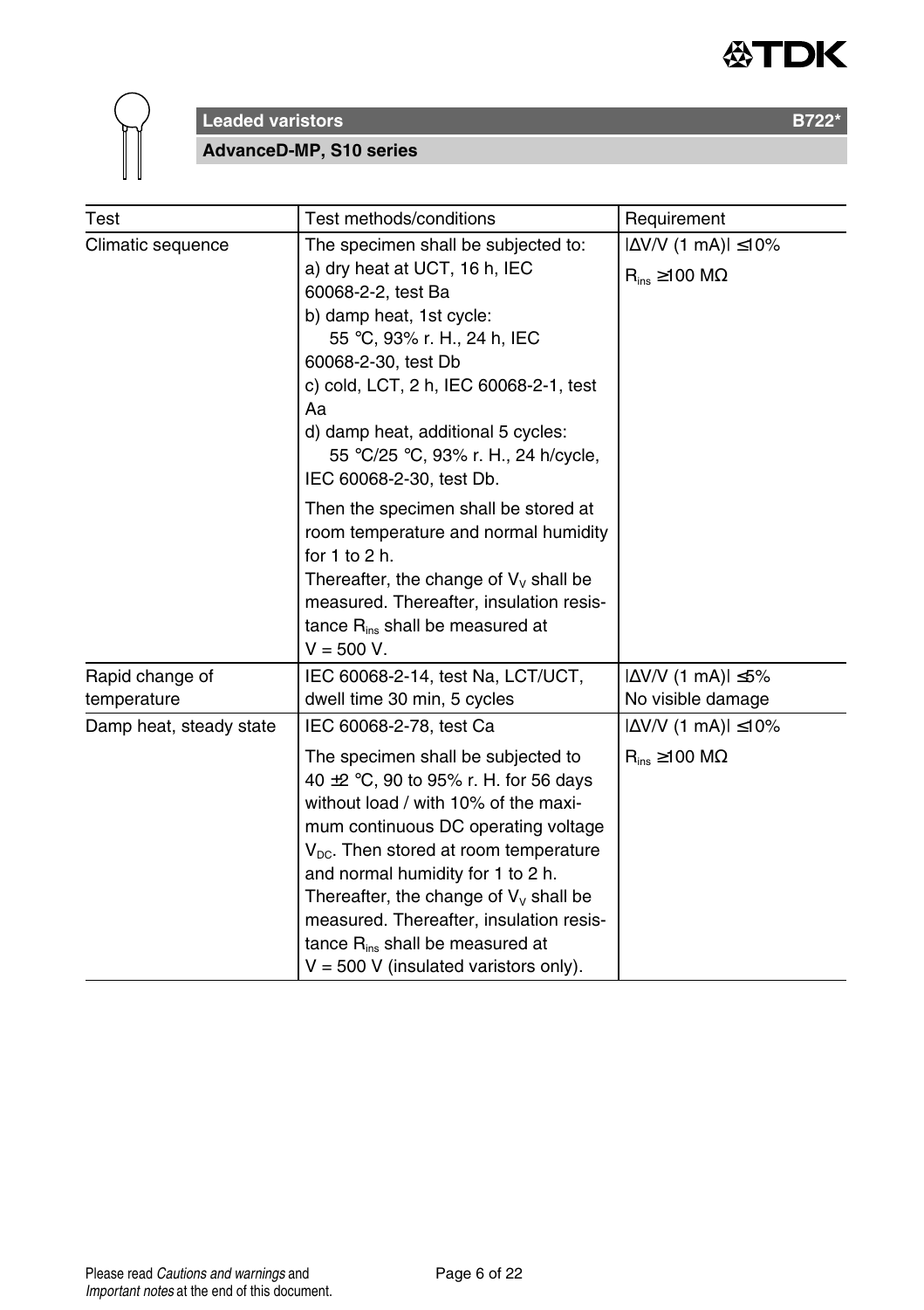**Leaded varistors** **B722***

**AdvanceD-MP, S10 series**

| Test | Test methods/conditions | Requirement |
| --- | --- | --- |
| Climatic sequence | The specimen shall be subjected to:<br>a) dry heat at UCT, 16 h, IEC 60068-2-2, test Ba<br>b) damp heat, 1st cycle:<br>55 °C, 93% r. H., 24 h, IEC 60068-2-30, test Db<br>c) cold, LCT, 2 h, IEC 60068-2-1, test Aa<br>d) damp heat, additional 5 cycles:<br>55 °C/25 °C, 93% r. H., 24 h/cycle, IEC 60068-2-30, test Db.<br>Then the specimen shall be stored at room temperature and normal humidity for 1 to 2 h.<br>Thereafter, the change of $V_V$ shall be measured. Thereafter, insulation resistance $R_{ins}$ shall be measured at V = 500 V. | $\lvert\Delta V/V$ (1 mA)$\rvert \leq 10\%$<br>$R_{ins} \geq 100$ MΩ |
| Rapid change of temperature | IEC 60068-2-14, test Na, LCT/UCT, dwell time 30 min, 5 cycles | $\lvert\Delta V/V$ (1 mA)$\rvert \leq 5\%$<br>No visible damage |
| Damp heat, steady state | IEC 60068-2-78, test Ca<br>The specimen shall be subjected to 40 ±2 °C, 90 to 95% r. H. for 56 days without load / with 10% of the maximum continuous DC operating voltage $V_{DC}$. Then stored at room temperature and normal humidity for 1 to 2 h.<br>Thereafter, the change of $V_V$ shall be measured. Thereafter, insulation resistance $R_{ins}$ shall be measured at V = 500 V (insulated varistors only). | $\lvert\Delta V/V$ (1 mA)$\rvert \leq 10\%$<br>$R_{ins} \geq 100$ MΩ |

Please read *Cautions and warnings* and *Important notes* at the end of this document.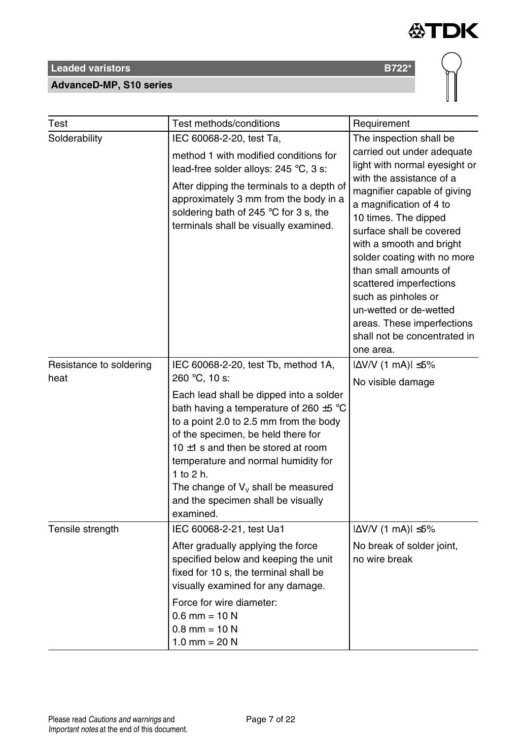| Test | Test methods/conditions | Requirement |
|---|---|---|
| Solderability | IEC 60068-2-20, test Ta, method 1 with modified conditions for lead-free solder alloys: 245 °C, 3 s: After dipping the terminals to a depth of approximately 3 mm from the body in a soldering bath of 245 °C for 3 s, the terminals shall be visually examined. | The inspection shall be carried out under adequate light with normal eyesight or with the assistance of a magnifier capable of giving a magnification of 4 to 10 times. The dipped surface shall be covered with a smooth and bright solder coating with no more than small amounts of scattered imperfections such as pinholes or un-wetted or de-wetted areas. These imperfections shall not be concentrated in one area. |
| Resistance to soldering heat | IEC 60068-2-20, test Tb, method 1A, 260 °C, 10 s: Each lead shall be dipped into a solder bath having a temperature of 260 ±5 °C to a point 2.0 to 2.5 mm from the body of the specimen, be held there for 10 ±1 s and then be stored at room temperature and normal humidity for 1 to 2 h. The change of $V_V$ shall be measured and the specimen shall be visually examined. | \|ΔV/V (1 mA)\| ≤5% No visible damage |
| Tensile strength | IEC 60068-2-21, test Ua1 After gradually applying the force specified below and keeping the unit fixed for 10 s, the terminal shall be visually examined for any damage. Force for wire diameter: 0.6 mm = 10 N 0.8 mm = 10 N 1.0 mm = 20 N | \|ΔV/V (1 mA)\| ≤5% No break of solder joint, no wire break |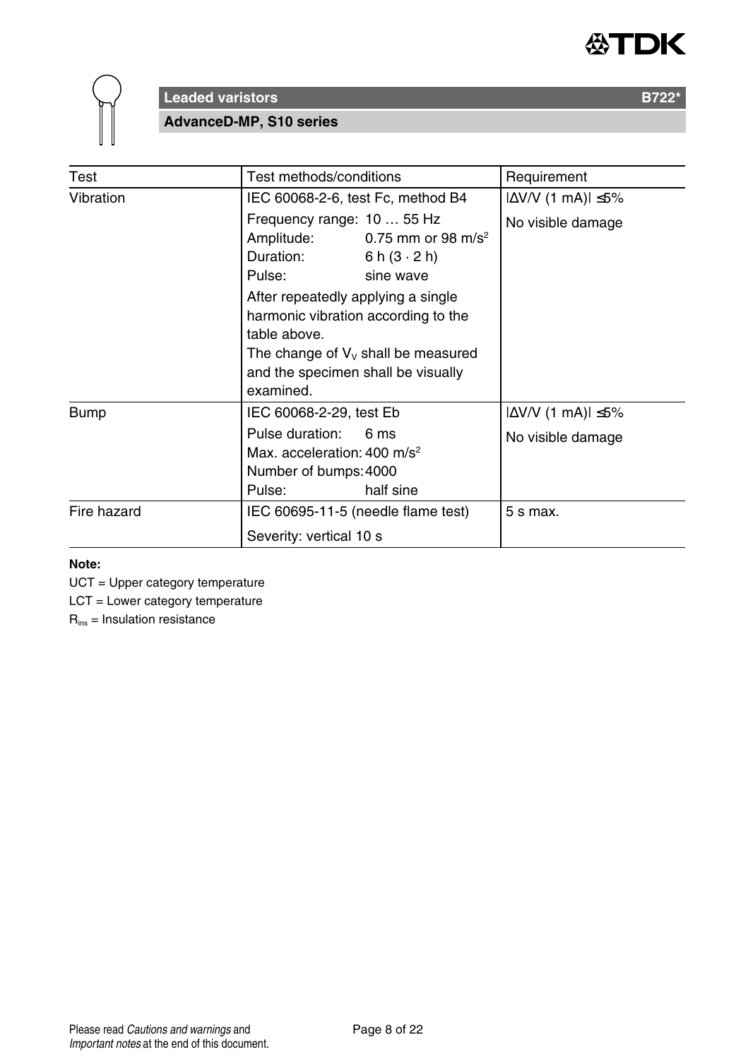**Leaded varistors** **B722***

**AdvanceD-MP, S10 series**

| Test | Test methods/conditions | Requirement |
|---|---|---|
| Vibration | IEC 60068-2-6, test Fc, method B4<br>Frequency range: 10 … 55 Hz<br>Amplitude: 0.75 mm or 98 m/s$^2$<br>Duration: 6 h (3 · 2 h)<br>Pulse: sine wave<br>After repeatedly applying a single harmonic vibration according to the table above.<br>The change of $V_V$ shall be measured and the specimen shall be visually examined. | $\lvert\Delta V/V\ (1\ mA)\rvert \leq 5\%$<br>No visible damage |
| Bump | IEC 60068-2-29, test Eb<br>Pulse duration: 6 ms<br>Max. acceleration: 400 m/s$^2$<br>Number of bumps: 4000<br>Pulse: half sine | $\lvert\Delta V/V\ (1\ mA)\rvert \leq 5\%$<br>No visible damage |
| Fire hazard | IEC 60695-11-5 (needle flame test)<br>Severity: vertical 10 s | 5 s max. |

**Note:**

UCT = Upper category temperature

LCT = Lower category temperature

$R_{ins}$ = Insulation resistance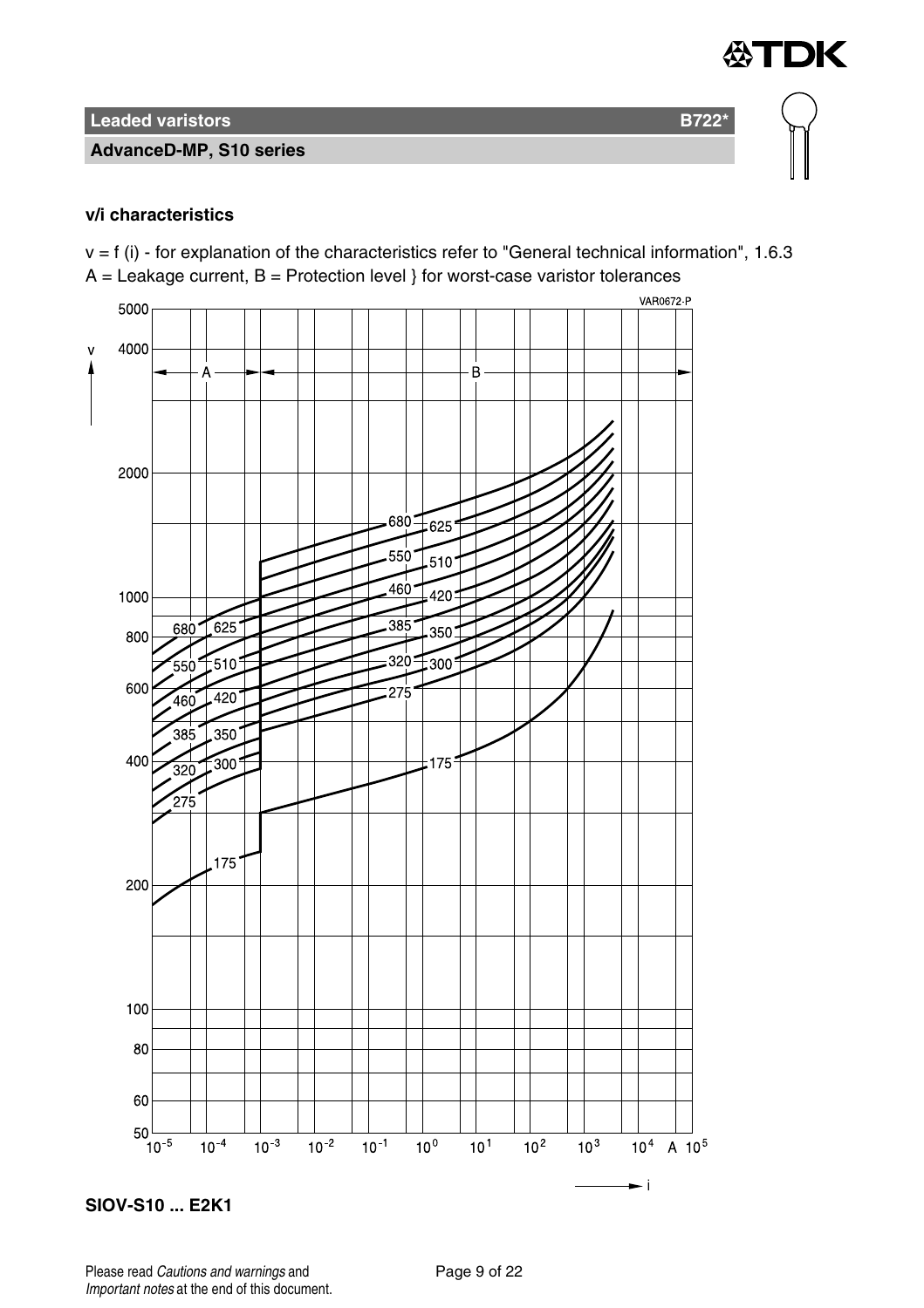## Leaded varistors — B722*

### AdvanceD-MP, S10 series

**v/i characteristics**

v = f (i) - for explanation of the characteristics refer to "General technical information", 1.6.3
A = Leakage current, B = Protection level } for worst-case varistor tolerances

**SIOV-S10 ... E2K1**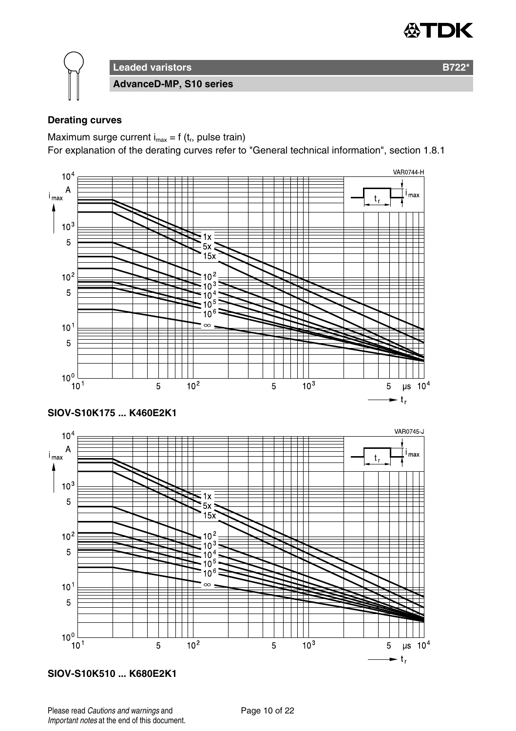## Derating curves

Maximum surge current $i_{max} = f(t_r, \text{pulse train})$

For explanation of the derating curves refer to "General technical information", section 1.8.1

**SIOV-S10K175 ... K460E2K1**

**SIOV-S10K510 ... K680E2K1**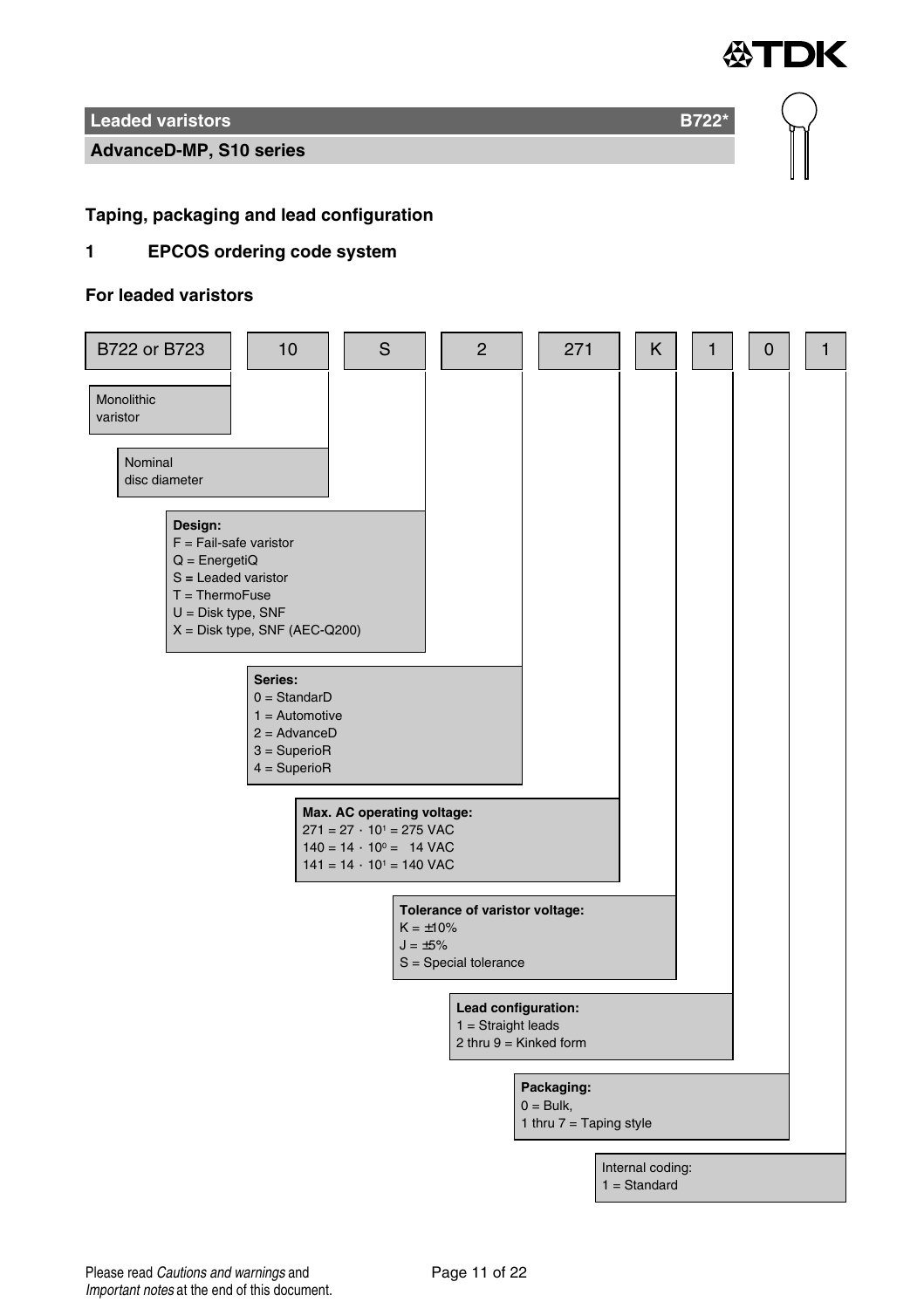## Taping, packaging and lead configuration

### 1 EPCOS ordering code system

**For leaded varistors**

| B722 or B723 | 10 | S | 2 | 271 | K | 1 | 0 | 1 |
|---|---|---|---|---|---|---|---|---|

- **B722 or B723**: Monolithic varistor
- **10**: Nominal disc diameter
- **S** — **Design:**
  - F = Fail-safe varistor
  - Q = EnergetiQ
  - S = Leaded varistor
  - T = ThermoFuse
  - U = Disk type, SNF
  - X = Disk type, SNF (AEC-Q200)
- **2** — **Series:**
  - 0 = StandarD
  - 1 = Automotive
  - 2 = AdvanceD
  - 3 = SuperioR
  - 4 = SuperioR
- **271** — **Max. AC operating voltage:**
  - 271 = $27 \cdot 10^1$ = 275 VAC
  - 140 = $14 \cdot 10^0$ = 14 VAC
  - 141 = $14 \cdot 10^1$ = 140 VAC
- **K** — **Tolerance of varistor voltage:**
  - K = ±10%
  - J = ±5%
  - S = Special tolerance
- **1** — **Lead configuration:**
  - 1 = Straight leads
  - 2 thru 9 = Kinked form
- **0** — **Packaging:**
  - 0 = Bulk,
  - 1 thru 7 = Taping style
- **1** — Internal coding:
  - 1 = Standard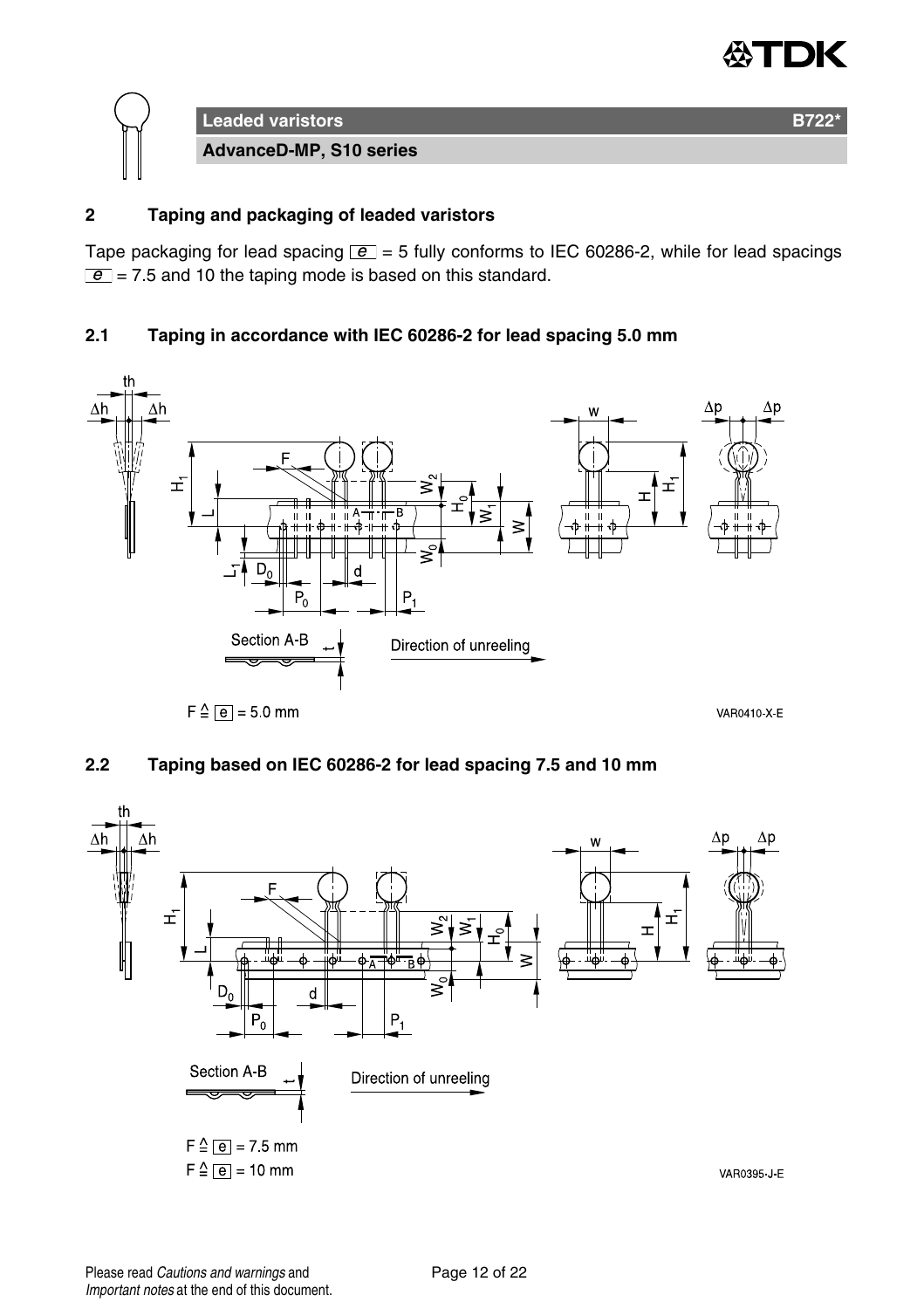## 2 Taping and packaging of leaded varistors

Tape packaging for lead spacing e = 5 fully conforms to IEC 60286-2, while for lead spacings e = 7.5 and 10 the taping mode is based on this standard.

### 2.1 Taping in accordance with IEC 60286-2 for lead spacing 5.0 mm

Section A-B

Direction of unreeling

F ≙ e = 5.0 mm

VAR0410-X-E

### 2.2 Taping based on IEC 60286-2 for lead spacing 7.5 and 10 mm

Section A-B

Direction of unreeling

F ≙ e = 7.5 mm

F ≙ e = 10 mm

VAR0395-J-E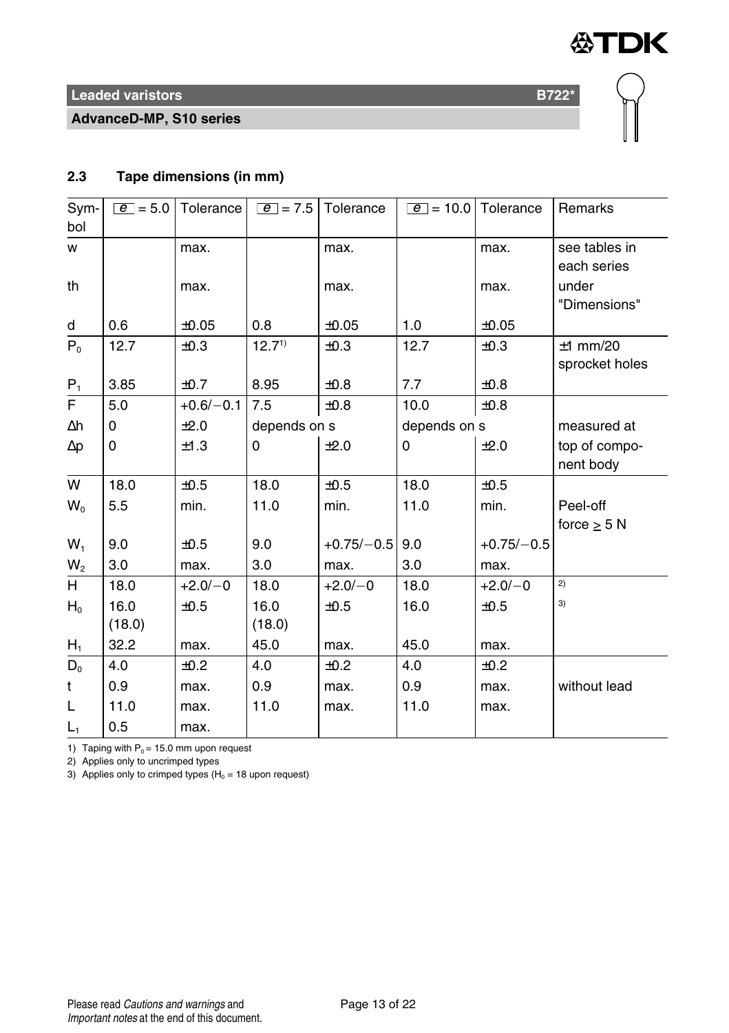**Leaded varistors** **B722***

**AdvanceD-MP, S10 series**

## 2.3 Tape dimensions (in mm)

| Symbol | e = 5.0 | Tolerance | e = 7.5 | Tolerance | e = 10.0 | Tolerance | Remarks |
|---|---|---|---|---|---|---|---|
| w | | max. | | max. | | max. | see tables in each series |
| th | | max. | | max. | | max. | under "Dimensions" |
| d | 0.6 | ±0.05 | 0.8 | ±0.05 | 1.0 | ±0.05 | |
| $P_0$ | 12.7 | ±0.3 | 12.7[1] | ±0.3 | 12.7 | ±0.3 | ±1 mm/20 sprocket holes |
| $P_1$ | 3.85 | ±0.7 | 8.95 | ±0.8 | 7.7 | ±0.8 | |
| F | 5.0 | +0.6/−0.1 | 7.5 | ±0.8 | 10.0 | ±0.8 | |
| Δh | 0 | ±2.0 | depends on s | | depends on s | | measured at |
| Δp | 0 | ±1.3 | 0 | ±2.0 | 0 | ±2.0 | top of component body |
| W | 18.0 | ±0.5 | 18.0 | ±0.5 | 18.0 | ±0.5 | |
| $W_0$ | 5.5 | min. | 11.0 | min. | 11.0 | min. | Peel-off force ≥ 5 N |
| $W_1$ | 9.0 | ±0.5 | 9.0 | +0.75/−0.5 | 9.0 | +0.75/−0.5 | |
| $W_2$ | 3.0 | max. | 3.0 | max. | 3.0 | max. | |
| H | 18.0 | +2.0/−0 | 18.0 | +2.0/−0 | 18.0 | +2.0/−0 | 2) |
| $H_0$ | 16.0 (18.0) | ±0.5 | 16.0 (18.0) | ±0.5 | 16.0 | ±0.5 | 3) |
| $H_1$ | 32.2 | max. | 45.0 | max. | 45.0 | max. | |
| $D_0$ | 4.0 | ±0.2 | 4.0 | ±0.2 | 4.0 | ±0.2 | |
| t | 0.9 | max. | 0.9 | max. | 0.9 | max. | without lead |
| L | 11.0 | max. | 11.0 | max. | 11.0 | max. | |
| $L_1$ | 0.5 | max. | | | | | |

1) Taping with $P_0$ = 15.0 mm upon request

2) Applies only to uncrimped types

3) Applies only to crimped types ($H_0$ = 18 upon request)

Please read *Cautions and warnings* and *Important notes* at the end of this document.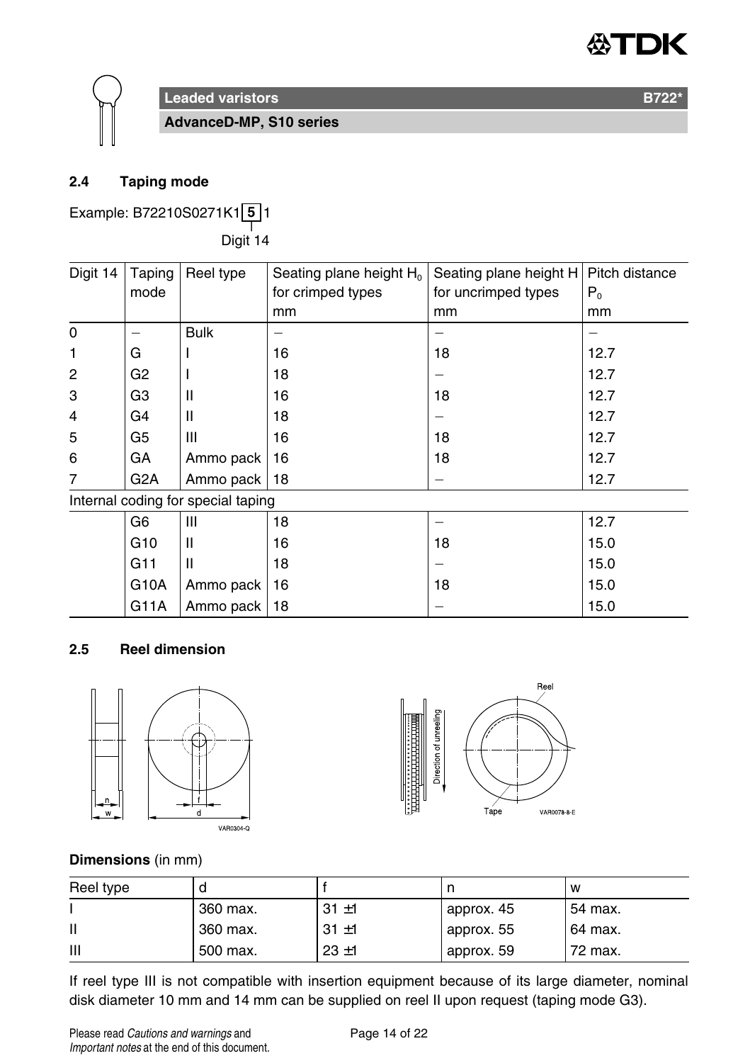## 2.4 Taping mode

Example: B72210S0271K1 **5** 1

Digit 14

| Digit 14 | Taping mode | Reel type | Seating plane height $H_0$ for crimped types mm | Seating plane height H for uncrimped types mm | Pitch distance $P_0$ mm |
|---|---|---|---|---|---|
| 0 | – | Bulk | – | – | – |
| 1 | G | I | 16 | 18 | 12.7 |
| 2 | G2 | I | 18 | – | 12.7 |
| 3 | G3 | II | 16 | 18 | 12.7 |
| 4 | G4 | II | 18 | – | 12.7 |
| 5 | G5 | III | 16 | 18 | 12.7 |
| 6 | GA | Ammo pack | 16 | 18 | 12.7 |
| 7 | G2A | Ammo pack | 18 | – | 12.7 |
| Internal coding for special taping | | | | | |
| | G6 | III | 18 | – | 12.7 |
| | G10 | II | 16 | 18 | 15.0 |
| | G11 | II | 18 | – | 15.0 |
| | G10A | Ammo pack | 16 | 18 | 15.0 |
| | G11A | Ammo pack | 18 | – | 15.0 |

## 2.5 Reel dimension

**Dimensions** (in mm)

| Reel type | d | f | n | w |
|---|---|---|---|---|
| I | 360 max. | 31 ±1 | approx. 45 | 54 max. |
| II | 360 max. | 31 ±1 | approx. 55 | 64 max. |
| III | 500 max. | 23 ±1 | approx. 59 | 72 max. |

If reel type III is not compatible with insertion equipment because of its large diameter, nominal disk diameter 10 mm and 14 mm can be supplied on reel II upon request (taping mode G3).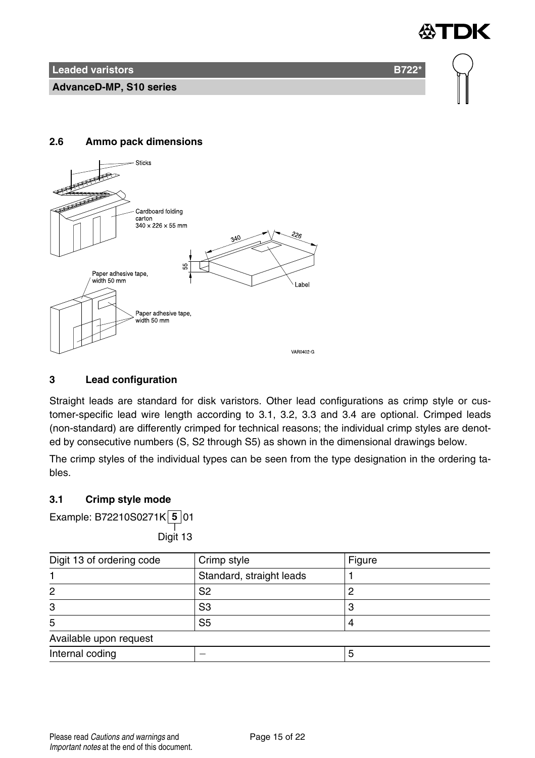## 2.6 Ammo pack dimensions

## 3 Lead configuration

Straight leads are standard for disk varistors. Other lead configurations as crimp style or customer-specific lead wire length according to 3.1, 3.2, 3.3 and 3.4 are optional. Crimped leads (non-standard) are differently crimped for technical reasons; the individual crimp styles are denoted by consecutive numbers (S, S2 through S5) as shown in the dimensional drawings below.

The crimp styles of the individual types can be seen from the type designation in the ordering tables.

### 3.1 Crimp style mode

Example: B72210S0271K **5** 01

Digit 13

| Digit 13 of ordering code | Crimp style | Figure |
|---|---|---|
| 1 | Standard, straight leads | 1 |
| 2 | S2 | 2 |
| 3 | S3 | 3 |
| 5 | S5 | 4 |
| Available upon request | | |
| Internal coding | – | 5 |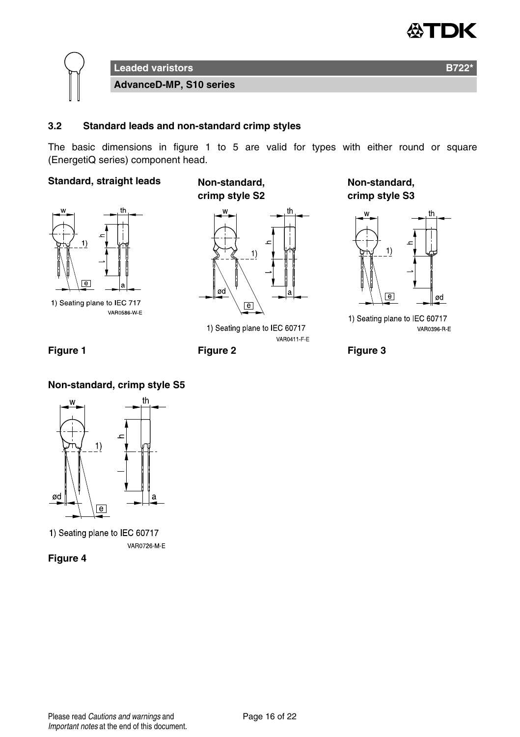## 3.2 Standard leads and non-standard crimp styles

The basic dimensions in figure 1 to 5 are valid for types with either round or square (EnergetiQ series) component head.

**Standard, straight leads**

1) Seating plane to IEC 717

VAR0586-W-E

**Figure 1**

**Non-standard, crimp style S2**

1) Seating plane to IEC 60717

VAR0411-F-E

**Figure 2**

**Non-standard, crimp style S3**

1) Seating plane to IEC 60717

VAR0396-R-E

**Figure 3**

**Non-standard, crimp style S5**

1) Seating plane to IEC 60717

VAR0726-M-E

**Figure 4**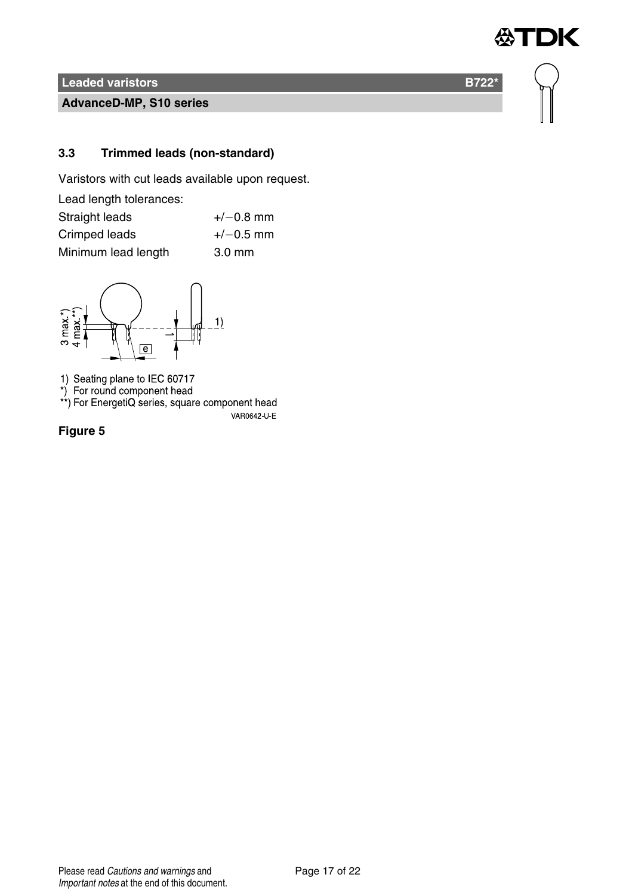## 3.3 Trimmed leads (non-standard)

Varistors with cut leads available upon request.

Lead length tolerances:

| | |
|---|---|
| Straight leads | +/−0.8 mm |
| Crimped leads | +/−0.5 mm |
| Minimum lead length | 3.0 mm |

1) Seating plane to IEC 60717
*) For round component head
**) For EnergetiQ series, square component head

VAR0642-U-E

**Figure 5**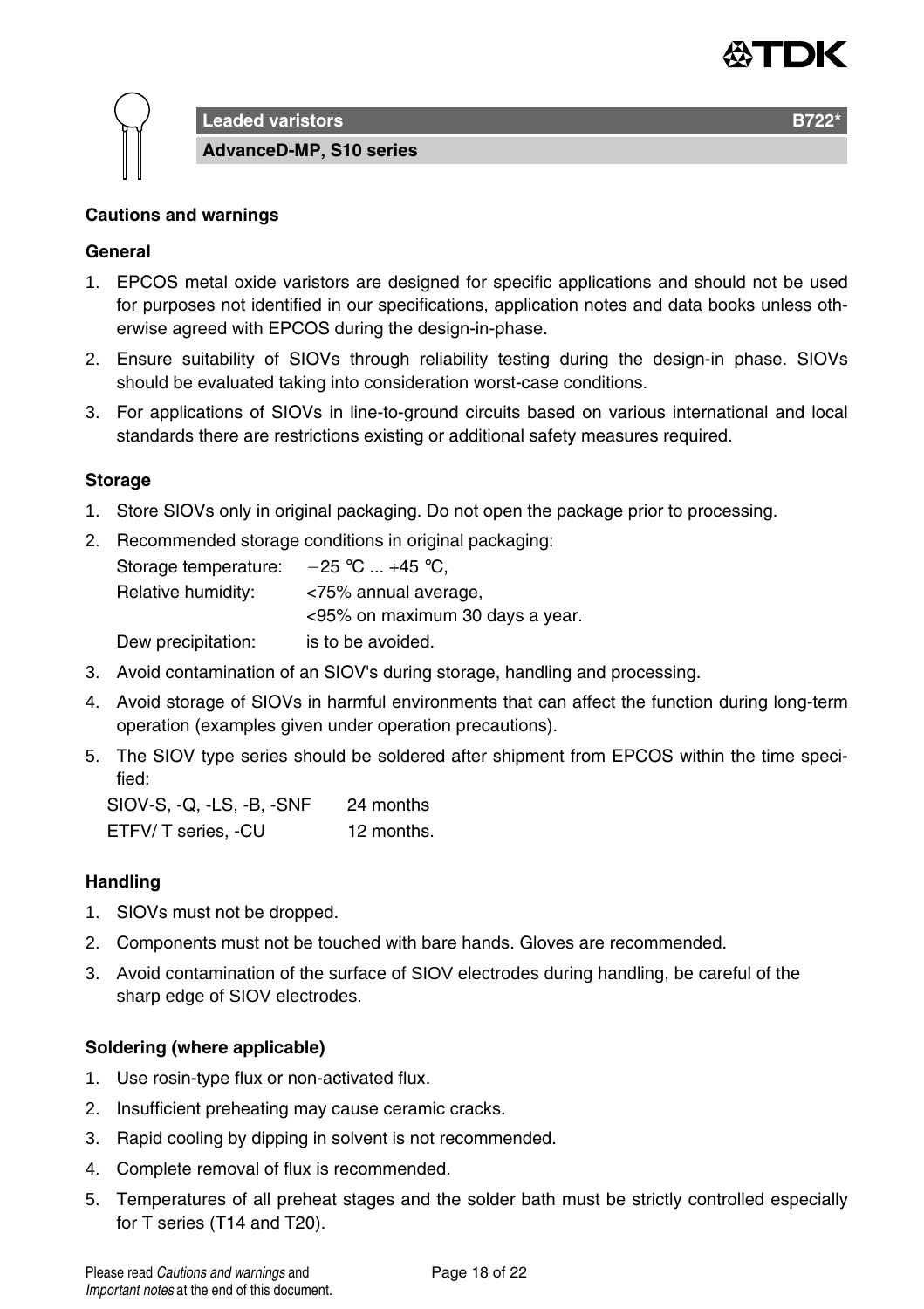**Leaded varistors** **B722***

**AdvanceD-MP, S10 series**

## Cautions and warnings

### General

1. EPCOS metal oxide varistors are designed for specific applications and should not be used for purposes not identified in our specifications, application notes and data books unless otherwise agreed with EPCOS during the design-in-phase.
2. Ensure suitability of SIOVs through reliability testing during the design-in phase. SIOVs should be evaluated taking into consideration worst-case conditions.
3. For applications of SIOVs in line-to-ground circuits based on various international and local standards there are restrictions existing or additional safety measures required.

### Storage

1. Store SIOVs only in original packaging. Do not open the package prior to processing.
2. Recommended storage conditions in original packaging:

   Storage temperature: −25 °C ... +45 °C,
   Relative humidity: <75% annual average,
   <95% on maximum 30 days a year.
   Dew precipitation: is to be avoided.

3. Avoid contamination of an SIOV's during storage, handling and processing.
4. Avoid storage of SIOVs in harmful environments that can affect the function during long-term operation (examples given under operation precautions).
5. The SIOV type series should be soldered after shipment from EPCOS within the time specified:

   SIOV-S, -Q, -LS, -B, -SNF 24 months
   ETFV/ T series, -CU 12 months.

### Handling

1. SIOVs must not be dropped.
2. Components must not be touched with bare hands. Gloves are recommended.
3. Avoid contamination of the surface of SIOV electrodes during handling, be careful of the sharp edge of SIOV electrodes.

### Soldering (where applicable)

1. Use rosin-type flux or non-activated flux.
2. Insufficient preheating may cause ceramic cracks.
3. Rapid cooling by dipping in solvent is not recommended.
4. Complete removal of flux is recommended.
5. Temperatures of all preheat stages and the solder bath must be strictly controlled especially for T series (T14 and T20).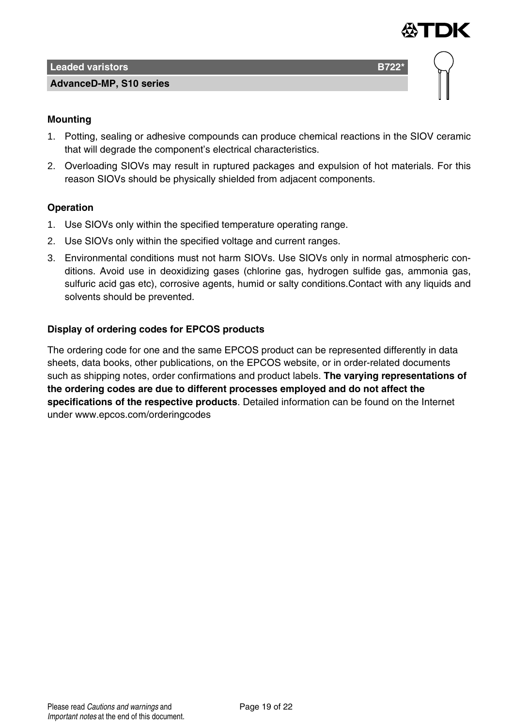## Mounting

1. Potting, sealing or adhesive compounds can produce chemical reactions in the SIOV ceramic that will degrade the component's electrical characteristics.
2. Overloading SIOVs may result in ruptured packages and expulsion of hot materials. For this reason SIOVs should be physically shielded from adjacent components.

## Operation

1. Use SIOVs only within the specified temperature operating range.
2. Use SIOVs only within the specified voltage and current ranges.
3. Environmental conditions must not harm SIOVs. Use SIOVs only in normal atmospheric conditions. Avoid use in deoxidizing gases (chlorine gas, hydrogen sulfide gas, ammonia gas, sulfuric acid gas etc), corrosive agents, humid or salty conditions.Contact with any liquids and solvents should be prevented.

## Display of ordering codes for EPCOS products

The ordering code for one and the same EPCOS product can be represented differently in data sheets, data books, other publications, on the EPCOS website, or in order-related documents such as shipping notes, order confirmations and product labels. **The varying representations of the ordering codes are due to different processes employed and do not affect the specifications of the respective products**. Detailed information can be found on the Internet under www.epcos.com/orderingcodes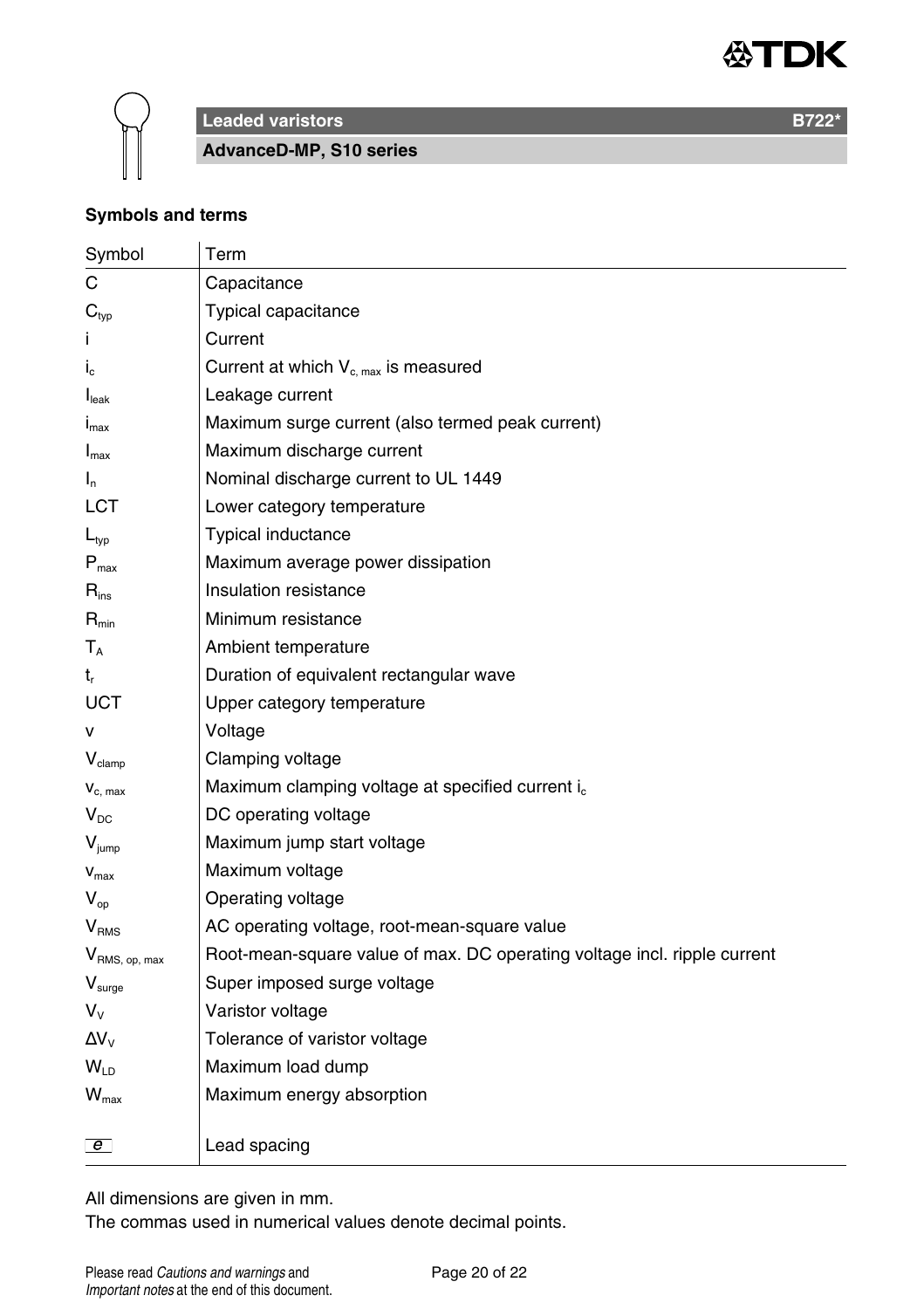**Leaded varistors** **B722***

**AdvanceD-MP, S10 series**

**Symbols and terms**

| Symbol | Term |
|---|---|
| C | Capacitance |
| $C_{typ}$ | Typical capacitance |
| i | Current |
| $i_c$ | Current at which $V_{c, max}$ is measured |
| $I_{leak}$ | Leakage current |
| $i_{max}$ | Maximum surge current (also termed peak current) |
| $I_{max}$ | Maximum discharge current |
| $I_n$ | Nominal discharge current to UL 1449 |
| LCT | Lower category temperature |
| $L_{typ}$ | Typical inductance |
| $P_{max}$ | Maximum average power dissipation |
| $R_{ins}$ | Insulation resistance |
| $R_{min}$ | Minimum resistance |
| $T_A$ | Ambient temperature |
| $t_r$ | Duration of equivalent rectangular wave |
| UCT | Upper category temperature |
| v | Voltage |
| $V_{clamp}$ | Clamping voltage |
| $v_{c, max}$ | Maximum clamping voltage at specified current $i_c$ |
| $V_{DC}$ | DC operating voltage |
| $V_{jump}$ | Maximum jump start voltage |
| $v_{max}$ | Maximum voltage |
| $V_{op}$ | Operating voltage |
| $V_{RMS}$ | AC operating voltage, root-mean-square value |
| $V_{RMS, op, max}$ | Root-mean-square value of max. DC operating voltage incl. ripple current |
| $V_{surge}$ | Super imposed surge voltage |
| $V_V$ | Varistor voltage |
| $\Delta V_V$ | Tolerance of varistor voltage |
| $W_{LD}$ | Maximum load dump |
| $W_{max}$ | Maximum energy absorption |
| e | Lead spacing |

All dimensions are given in mm.
The commas used in numerical values denote decimal points.

Please read *Cautions and warnings* and *Important notes* at the end of this document.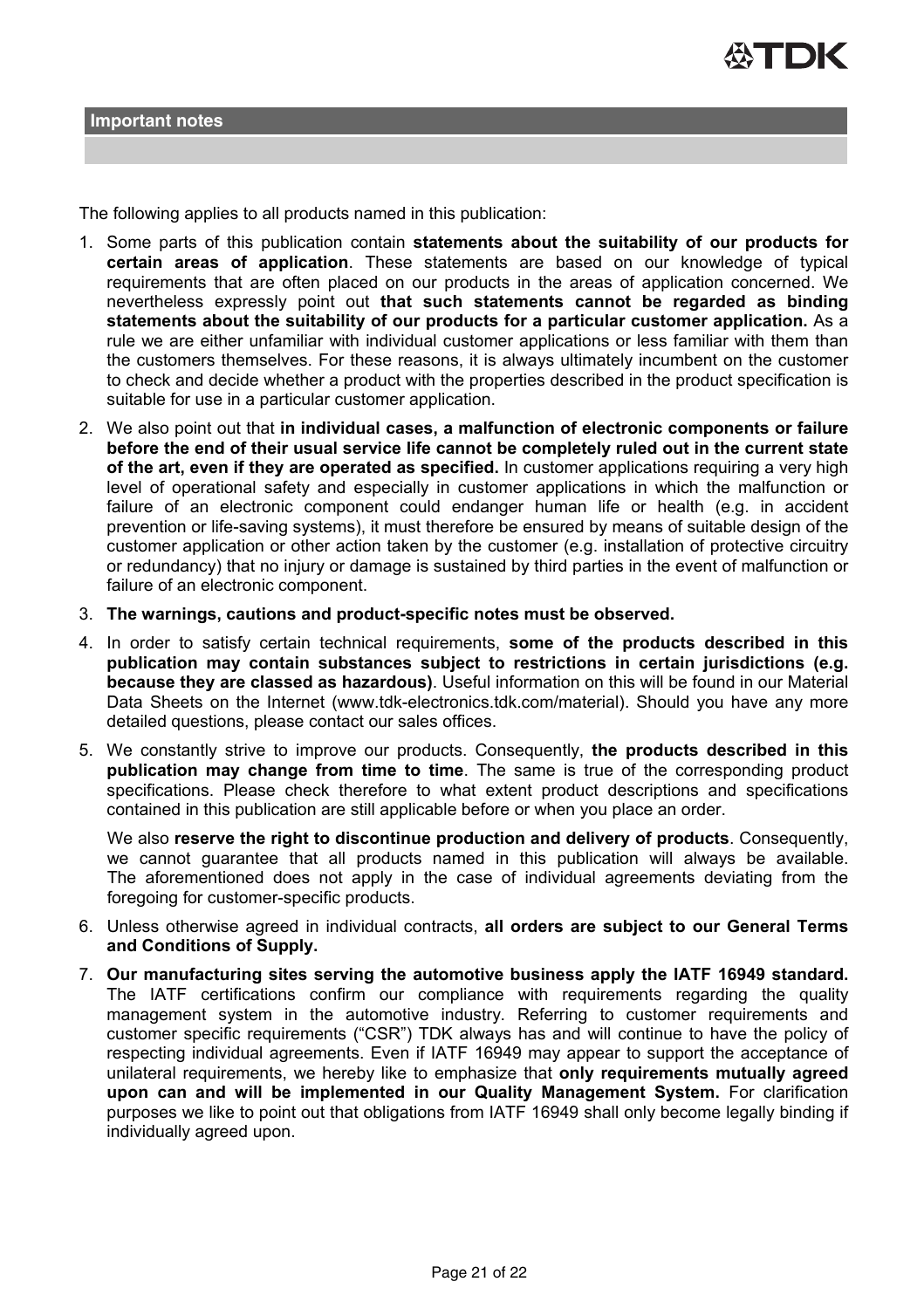## Important notes

The following applies to all products named in this publication:

1. Some parts of this publication contain **statements about the suitability of our products for certain areas of application**. These statements are based on our knowledge of typical requirements that are often placed on our products in the areas of application concerned. We nevertheless expressly point out **that such statements cannot be regarded as binding statements about the suitability of our products for a particular customer application.** As a rule we are either unfamiliar with individual customer applications or less familiar with them than the customers themselves. For these reasons, it is always ultimately incumbent on the customer to check and decide whether a product with the properties described in the product specification is suitable for use in a particular customer application.
2. We also point out that **in individual cases, a malfunction of electronic components or failure before the end of their usual service life cannot be completely ruled out in the current state of the art, even if they are operated as specified.** In customer applications requiring a very high level of operational safety and especially in customer applications in which the malfunction or failure of an electronic component could endanger human life or health (e.g. in accident prevention or life-saving systems), it must therefore be ensured by means of suitable design of the customer application or other action taken by the customer (e.g. installation of protective circuitry or redundancy) that no injury or damage is sustained by third parties in the event of malfunction or failure of an electronic component.
3. **The warnings, cautions and product-specific notes must be observed.**
4. In order to satisfy certain technical requirements, **some of the products described in this publication may contain substances subject to restrictions in certain jurisdictions (e.g. because they are classed as hazardous)**. Useful information on this will be found in our Material Data Sheets on the Internet (www.tdk-electronics.tdk.com/material). Should you have any more detailed questions, please contact our sales offices.
5. We constantly strive to improve our products. Consequently, **the products described in this publication may change from time to time**. The same is true of the corresponding product specifications. Please check therefore to what extent product descriptions and specifications contained in this publication are still applicable before or when you place an order.

   We also **reserve the right to discontinue production and delivery of products**. Consequently, we cannot guarantee that all products named in this publication will always be available. The aforementioned does not apply in the case of individual agreements deviating from the foregoing for customer-specific products.
6. Unless otherwise agreed in individual contracts, **all orders are subject to our General Terms and Conditions of Supply.**
7. **Our manufacturing sites serving the automotive business apply the IATF 16949 standard.** The IATF certifications confirm our compliance with requirements regarding the quality management system in the automotive industry. Referring to customer requirements and customer specific requirements ("CSR") TDK always has and will continue to have the policy of respecting individual agreements. Even if IATF 16949 may appear to support the acceptance of unilateral requirements, we hereby like to emphasize that **only requirements mutually agreed upon can and will be implemented in our Quality Management System.** For clarification purposes we like to point out that obligations from IATF 16949 shall only become legally binding if individually agreed upon.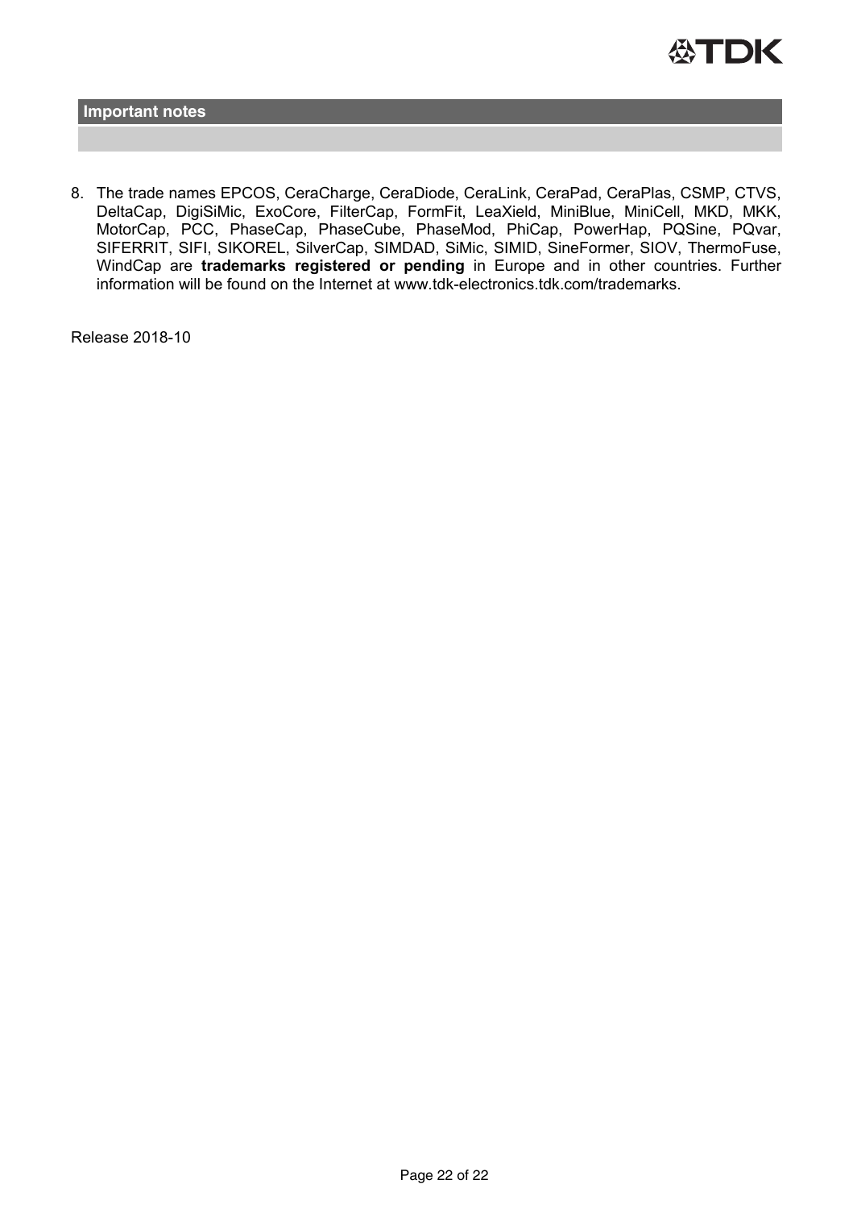## Important notes

8. The trade names EPCOS, CeraCharge, CeraDiode, CeraLink, CeraPad, CeraPlas, CSMP, CTVS, DeltaCap, DigiSiMic, ExoCore, FilterCap, FormFit, LeaXield, MiniBlue, MiniCell, MKD, MKK, MotorCap, PCC, PhaseCap, PhaseCube, PhaseMod, PhiCap, PowerHap, PQSine, PQvar, SIFERRIT, SIFI, SIKOREL, SilverCap, SIMDAD, SiMic, SIMID, SineFormer, SIOV, ThermoFuse, WindCap are **trademarks registered or pending** in Europe and in other countries. Further information will be found on the Internet at www.tdk-electronics.tdk.com/trademarks.

Release 2018-10